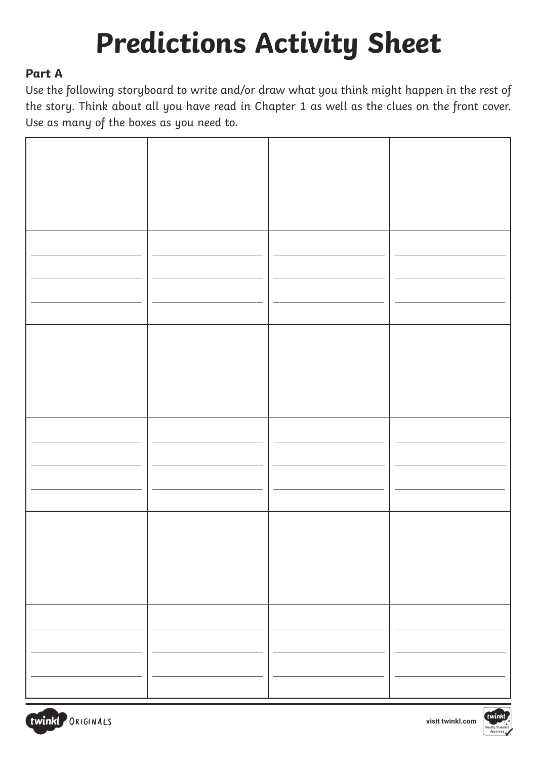# Predictions Activity Sheet

**Part A**

Use the following storyboard to write and/or draw what you think might happen in the rest of the story. Think about all you have read in Chapter 1 as well as the clues on the front cover. Use as many of the boxes as you need to.

| | | | |
|---|---|---|---|
| | | | |
| ____________<br>____________<br>____________ | ____________<br>____________<br>____________ | ____________<br>____________<br>____________ | ____________<br>____________<br>____________ |
| | | | |
| ____________<br>____________<br>____________ | ____________<br>____________<br>____________ | ____________<br>____________<br>____________ | ____________<br>____________<br>____________ |
| | | | |
| ____________<br>____________<br>____________ | ____________<br>____________<br>____________ | ____________<br>____________<br>____________ | ____________<br>____________<br>____________ |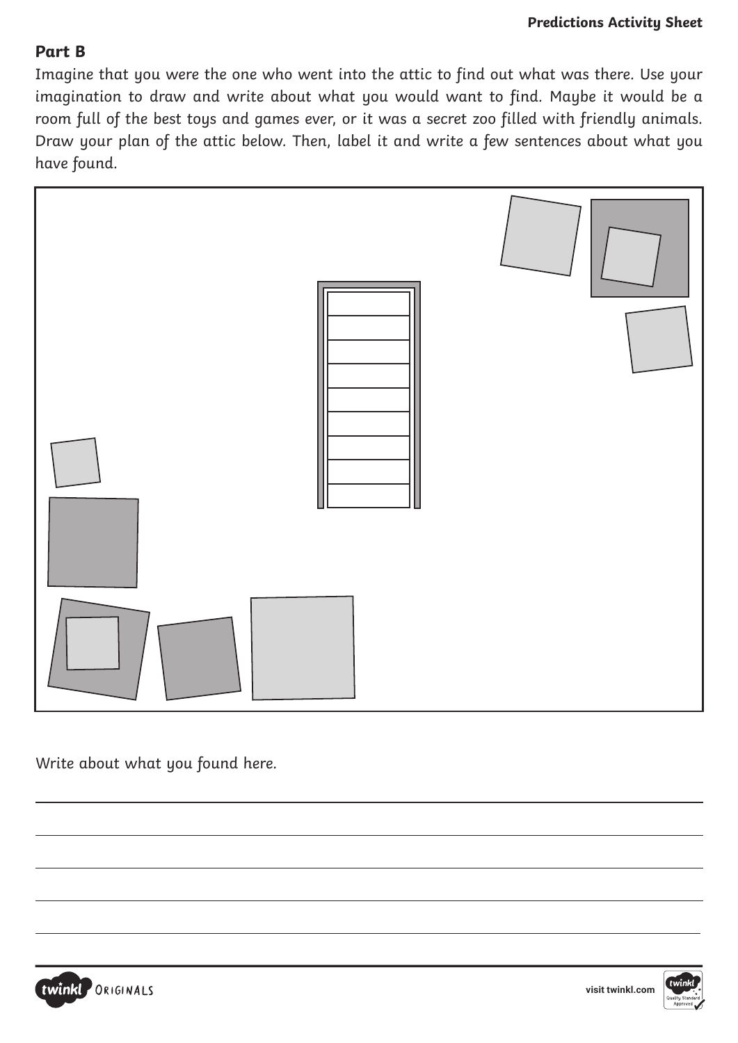## Part B

Imagine that you were the one who went into the attic to find out what was there. Use your imagination to draw and write about what you would want to find. Maybe it would be a room full of the best toys and games ever, or it was a secret zoo filled with friendly animals. Draw your plan of the attic below. Then, label it and write a few sentences about what you have found.

Write about what you found here.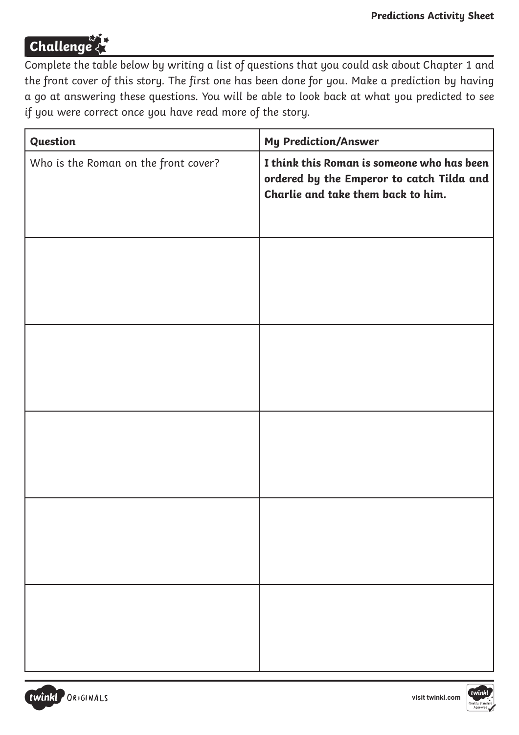## Challenge

Complete the table below by writing a list of questions that you could ask about Chapter 1 and the front cover of this story. The first one has been done for you. Make a prediction by having a go at answering these questions. You will be able to look back at what you predicted to see if you were correct once you have read more of the story.

| Question | My Prediction/Answer |
| --- | --- |
| Who is the Roman on the front cover? | **I think this Roman is someone who has been ordered by the Emperor to catch Tilda and Charlie and take them back to him.** |
| | |
| | |
| | |
| | |
| | |